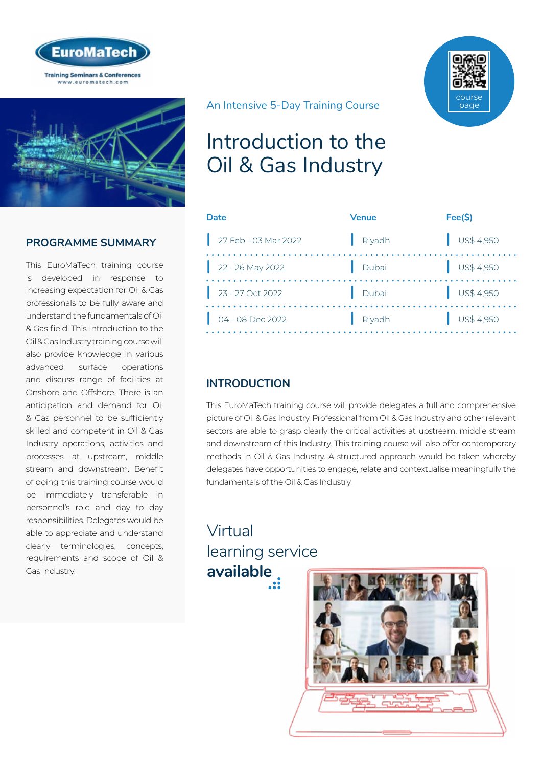EuroMaTech

Training Seminars & Conferences
www.euromatech.com

An Intensive 5-Day Training Course

# Introduction to the Oil & Gas Industry

course page

| Date | Venue | Fee($) |
|---|---|---|
| 27 Feb - 03 Mar 2022 | Riyadh | US$ 4,950 |
| 22 - 26 May 2022 | Dubai | US$ 4,950 |
| 23 - 27 Oct 2022 | Dubai | US$ 4,950 |
| 04 - 08 Dec 2022 | Riyadh | US$ 4,950 |

## PROGRAMME SUMMARY

This EuroMaTech training course is developed in response to increasing expectation for Oil & Gas professionals to be fully aware and understand the fundamentals of Oil & Gas field. This Introduction to the Oil & Gas Industry training course will also provide knowledge in various advanced surface operations and discuss range of facilities at Onshore and Offshore. There is an anticipation and demand for Oil & Gas personnel to be sufficiently skilled and competent in Oil & Gas Industry operations, activities and processes at upstream, middle stream and downstream. Benefit of doing this training course would be immediately transferable in personnel's role and day to day responsibilities. Delegates would be able to appreciate and understand clearly terminologies, concepts, requirements and scope of Oil & Gas Industry.

## INTRODUCTION

This EuroMaTech training course will provide delegates a full and comprehensive picture of Oil & Gas Industry. Professional from Oil & Gas Industry and other relevant sectors are able to grasp clearly the critical activities at upstream, middle stream and downstream of this Industry. This training course will also offer contemporary methods in Oil & Gas Industry. A structured approach would be taken whereby delegates have opportunities to engage, relate and contextualise meaningfully the fundamentals of the Oil & Gas Industry.

Virtual learning service **available**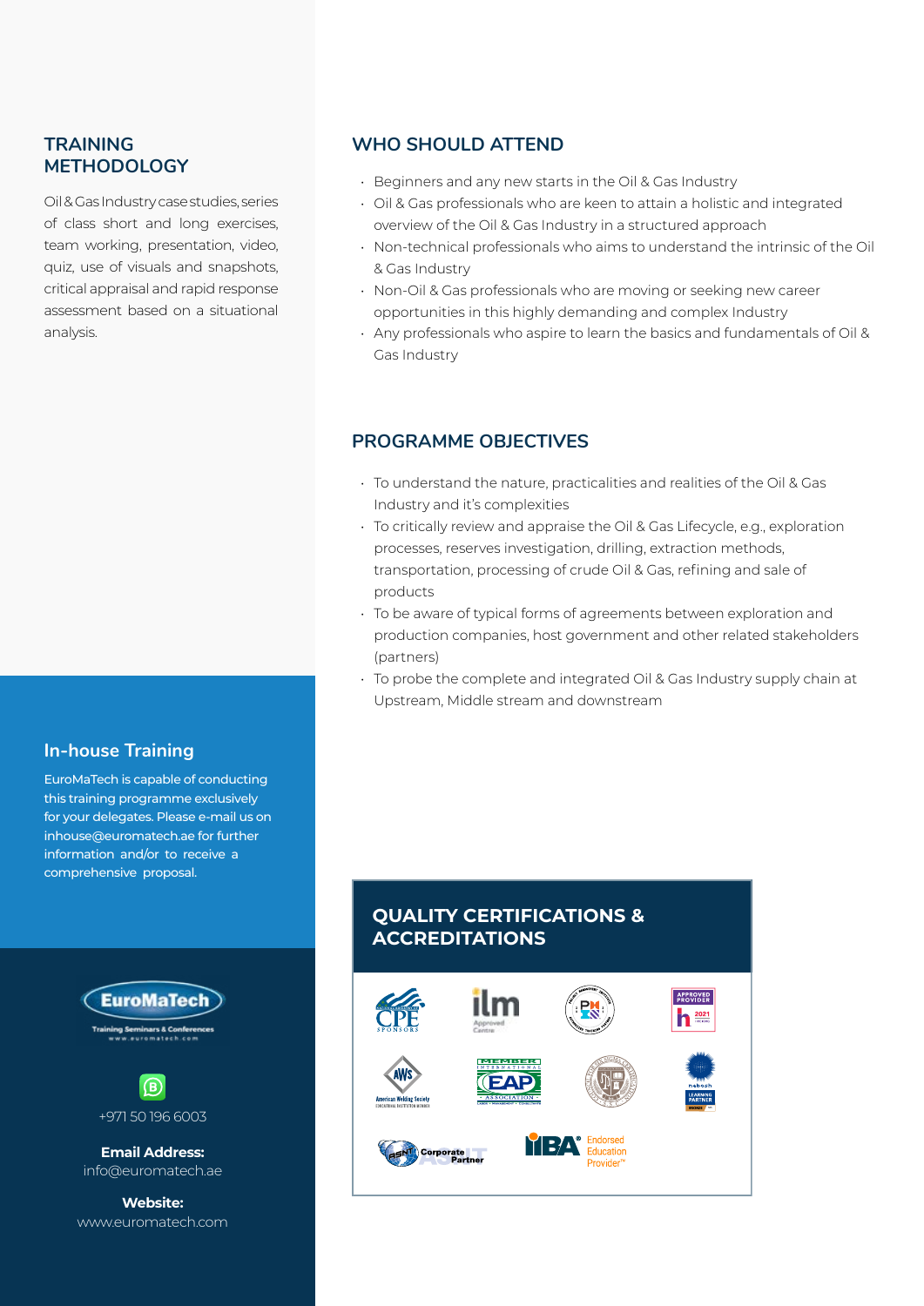## TRAINING METHODOLOGY

Oil & Gas Industry case studies, series of class short and long exercises, team working, presentation, video, quiz, use of visuals and snapshots, critical appraisal and rapid response assessment based on a situational analysis.

## WHO SHOULD ATTEND

- Beginners and any new starts in the Oil & Gas Industry
- Oil & Gas professionals who are keen to attain a holistic and integrated overview of the Oil & Gas Industry in a structured approach
- Non-technical professionals who aims to understand the intrinsic of the Oil & Gas Industry
- Non-Oil & Gas professionals who are moving or seeking new career opportunities in this highly demanding and complex Industry
- Any professionals who aspire to learn the basics and fundamentals of Oil & Gas Industry

## PROGRAMME OBJECTIVES

- To understand the nature, practicalities and realities of the Oil & Gas Industry and it's complexities
- To critically review and appraise the Oil & Gas Lifecycle, e.g., exploration processes, reserves investigation, drilling, extraction methods, transportation, processing of crude Oil & Gas, refining and sale of products
- To be aware of typical forms of agreements between exploration and production companies, host government and other related stakeholders (partners)
- To probe the complete and integrated Oil & Gas Industry supply chain at Upstream, Middle stream and downstream

## In-house Training

EuroMaTech is capable of conducting this training programme exclusively for your delegates. Please e-mail us on inhouse@euromatech.ae for further information and/or to receive a comprehensive proposal.

## QUALITY CERTIFICATIONS & ACCREDITATIONS

EuroMaTech
Training Seminars & Conferences
www.euromatech.com

+971 50 196 6003

**Email Address:**
info@euromatech.ae

**Website:**
www.euromatech.com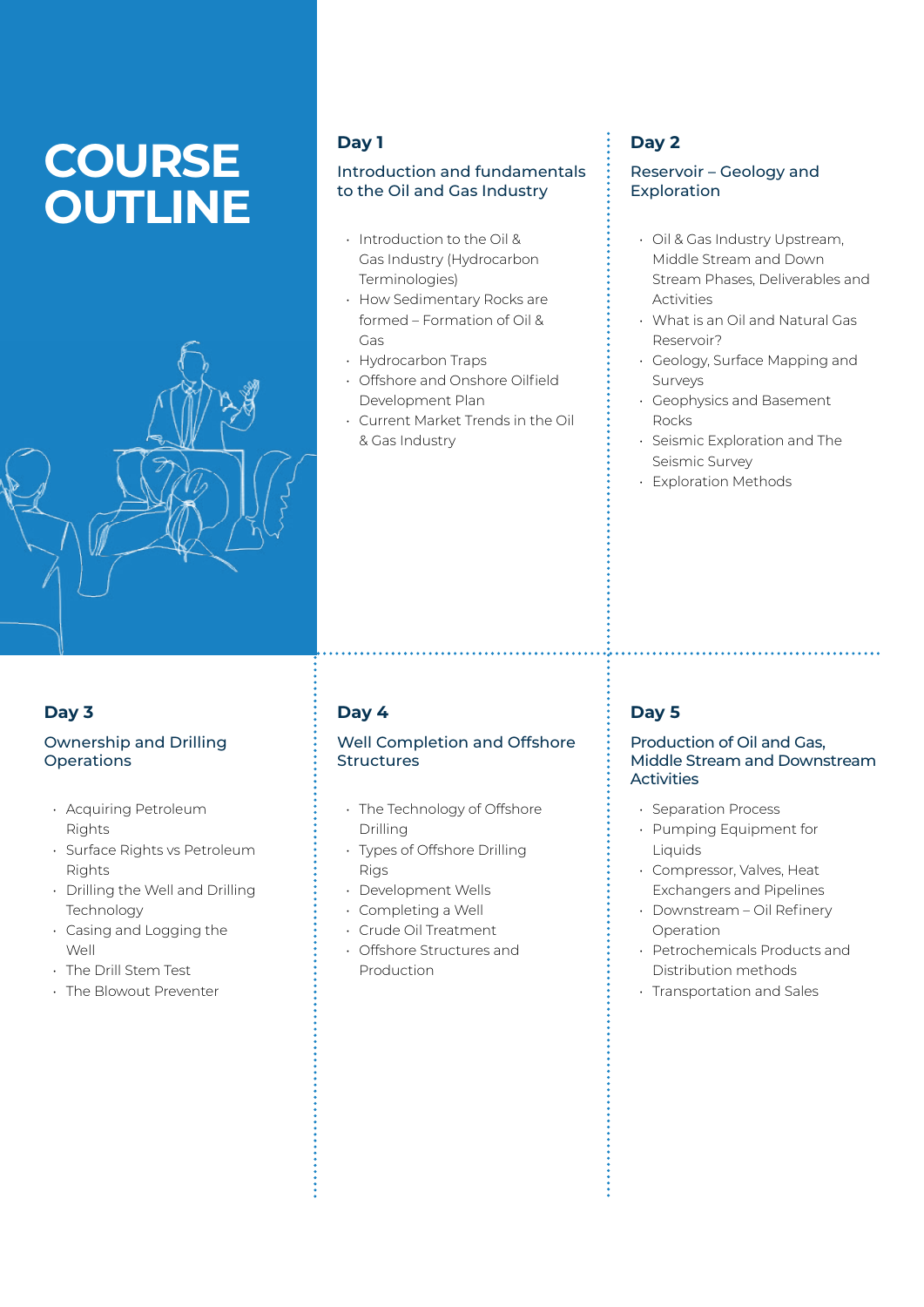# COURSE OUTLINE

## Day 1

### Introduction and fundamentals to the Oil and Gas Industry

- Introduction to the Oil & Gas Industry (Hydrocarbon Terminologies)
- How Sedimentary Rocks are formed – Formation of Oil & Gas
- Hydrocarbon Traps
- Offshore and Onshore Oilfield Development Plan
- Current Market Trends in the Oil & Gas Industry

## Day 2

### Reservoir – Geology and Exploration

- Oil & Gas Industry Upstream, Middle Stream and Down Stream Phases, Deliverables and Activities
- What is an Oil and Natural Gas Reservoir?
- Geology, Surface Mapping and Surveys
- Geophysics and Basement Rocks
- Seismic Exploration and The Seismic Survey
- Exploration Methods

## Day 3

### Ownership and Drilling Operations

- Acquiring Petroleum Rights
- Surface Rights vs Petroleum Rights
- Drilling the Well and Drilling Technology
- Casing and Logging the Well
- The Drill Stem Test
- The Blowout Preventer

## Day 4

### Well Completion and Offshore Structures

- The Technology of Offshore Drilling
- Types of Offshore Drilling Rigs
- Development Wells
- Completing a Well
- Crude Oil Treatment
- Offshore Structures and Production

## Day 5

### Production of Oil and Gas, Middle Stream and Downstream Activities

- Separation Process
- Pumping Equipment for Liquids
- Compressor, Valves, Heat Exchangers and Pipelines
- Downstream – Oil Refinery Operation
- Petrochemicals Products and Distribution methods
- Transportation and Sales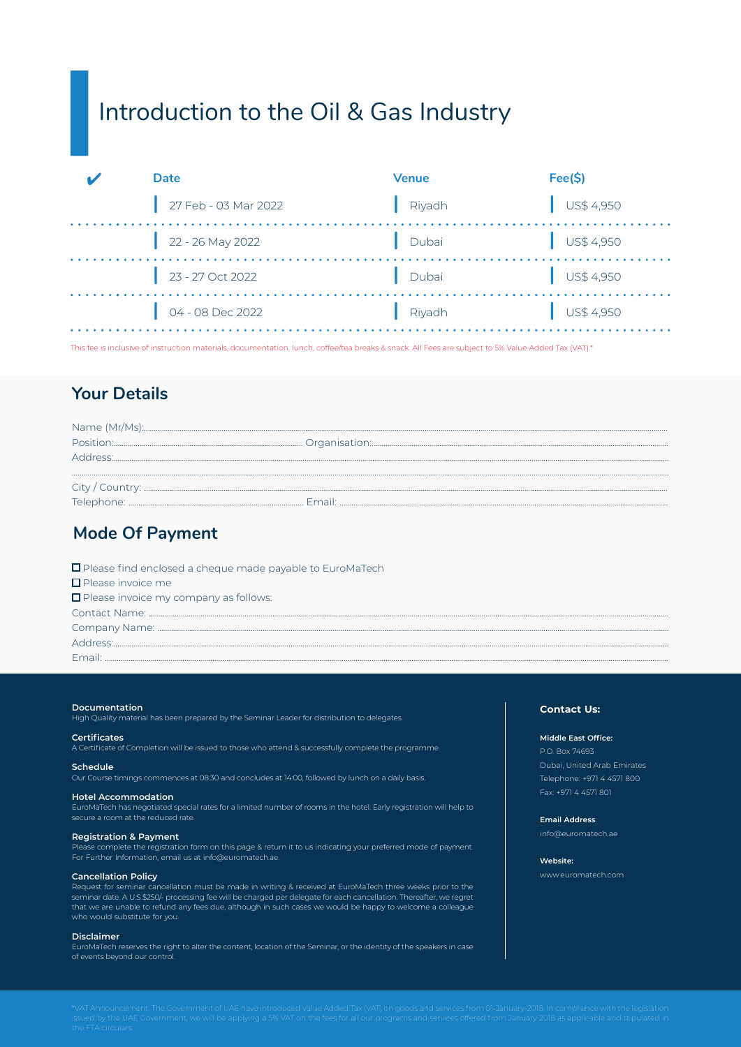# Introduction to the Oil & Gas Industry

| ✔ | Date | Venue | Fee($) |
|---|---|---|---|
| | 27 Feb - 03 Mar 2022 | Riyadh | US$ 4,950 |
| | 22 - 26 May 2022 | Dubai | US$ 4,950 |
| | 23 - 27 Oct 2022 | Dubai | US$ 4,950 |
| | 04 - 08 Dec 2022 | Riyadh | US$ 4,950 |

This fee is inclusive of instruction materials, documentation, lunch, coffee/tea breaks & snack. All Fees are subject to 5% Value Added Tax (VAT).*

## Your Details

Name (Mr/Ms):..........

Position:.......... Organisation:..........

Address:..........

..........

City / Country: ..........

Telephone: .......... Email: ..........

## Mode Of Payment

☐ Please find enclosed a cheque made payable to EuroMaTech

☐ Please invoice me

☐ Please invoice my company as follows:

Contact Name: ..........

Company Name: ..........

Address:..........

Email: ..........

**Documentation**
High Quality material has been prepared by the Seminar Leader for distribution to delegates.

**Certificates**
A Certificate of Completion will be issued to those who attend & successfully complete the programme.

**Schedule**
Our Course timings commences at 08:30 and concludes at 14:00, followed by lunch on a daily basis.

**Hotel Accommodation**
EuroMaTech has negotiated special rates for a limited number of rooms in the hotel. Early registration will help to secure a room at the reduced rate.

**Registration & Payment**
Please complete the registration form on this page & return it to us indicating your preferred mode of payment. For Further Information, email us at info@euromatech.ae.

**Cancellation Policy**
Request for seminar cancellation must be made in writing & received at EuroMaTech three weeks prior to the seminar date. A U.S $250/- processing fee will be charged per delegate for each cancellation. Thereafter, we regret that we are unable to refund any fees due, although in such cases we would be happy to welcome a colleague who would substitute for you.

**Disclaimer**
EuroMaTech reserves the right to alter the content, location of the Seminar, or the identity of the speakers in case of events beyond our control.

**Contact Us:**

**Middle East Office:**
P.O. Box 74693
Dubai, United Arab Emirates
Telephone: +971 4 4571 800
Fax: +971 4 4571 801

**Email Address**
info@euromatech.ae

**Website:**
www.euromatech.com

*VAT Announcement: The Government of UAE have introduced Value Added Tax (VAT) on goods and services from 01-January-2018. In compliance with the legislation issued by the UAE Government, we will be applying a 5% VAT on the fees for all our programs and services offered from January 2018 as applicable and stipulated in the FTA circulars.